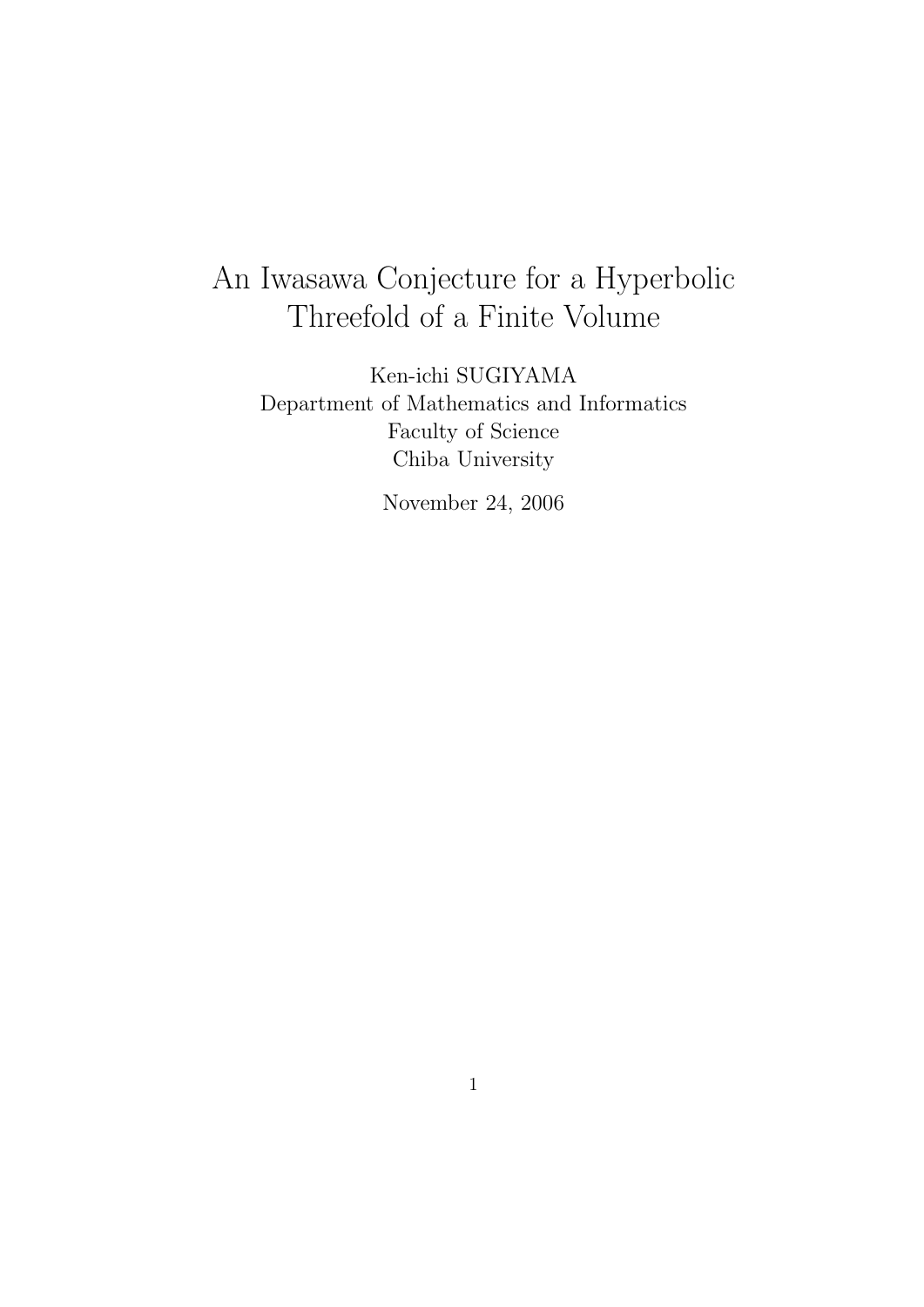# An Iwasawa Conjecture for a Hyperbolic Threefold of a Finite Volume

Ken-ichi SUGIYAMA
Department of Mathematics and Informatics
Faculty of Science
Chiba University

November 24, 2006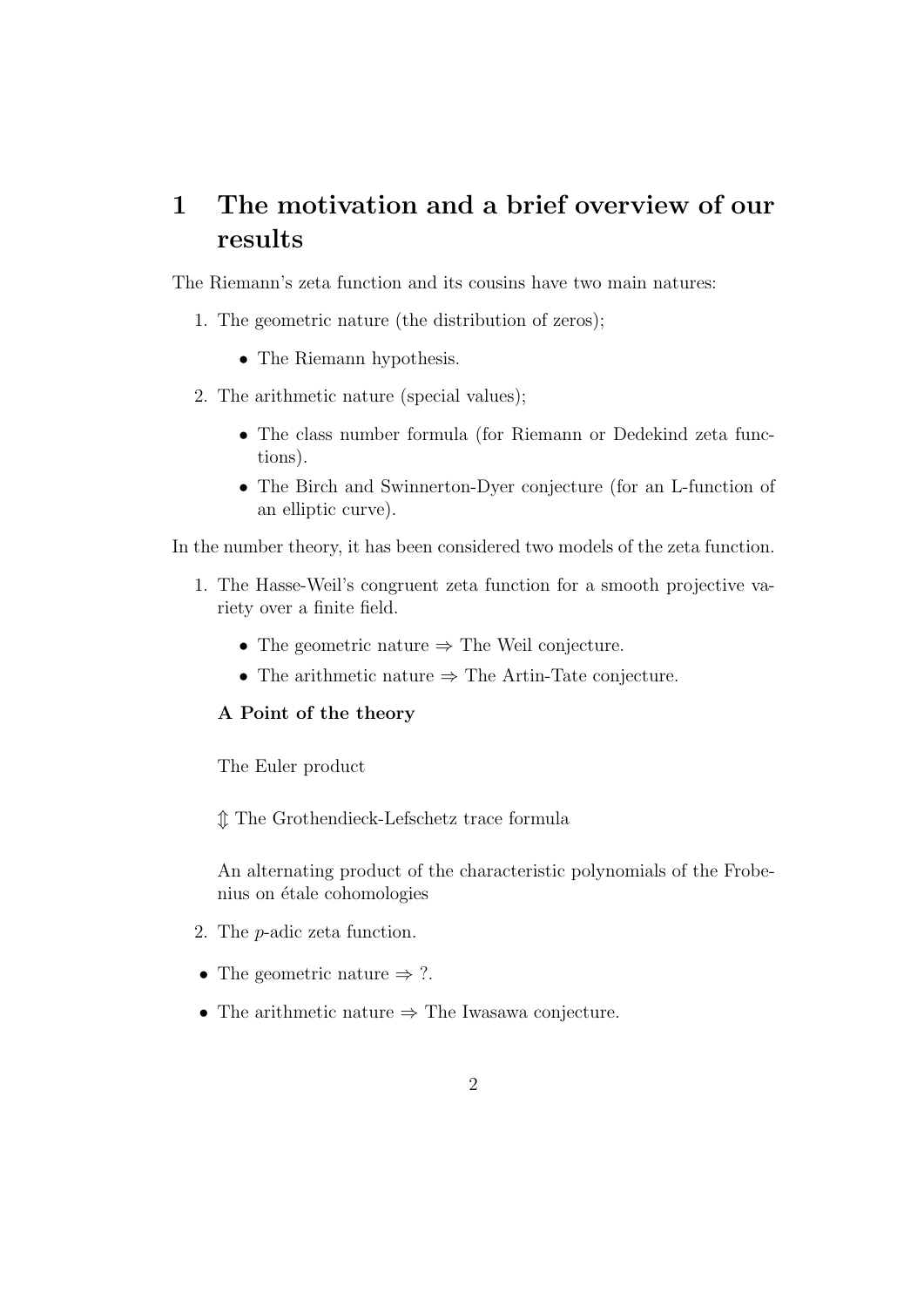# 1 The motivation and a brief overview of our results

The Riemann's zeta function and its cousins have two main natures:

1. The geometric nature (the distribution of zeros);
   - The Riemann hypothesis.
2. The arithmetic nature (special values);
   - The class number formula (for Riemann or Dedekind zeta functions).
   - The Birch and Swinnerton-Dyer conjecture (for an L-function of an elliptic curve).

In the number theory, it has been considered two models of the zeta function.

1. The Hasse-Weil's congruent zeta function for a smooth projective variety over a finite field.
   - The geometric nature $\Rightarrow$ The Weil conjecture.
   - The arithmetic nature $\Rightarrow$ The Artin-Tate conjecture.

   **A Point of the theory**

   The Euler product

   $\Updownarrow$ The Grothendieck-Lefschetz trace formula

   An alternating product of the characteristic polynomials of the Frobenius on étale cohomologies

2. The $p$-adic zeta function.

- The geometric nature $\Rightarrow$ ?.
- The arithmetic nature $\Rightarrow$ The Iwasawa conjecture.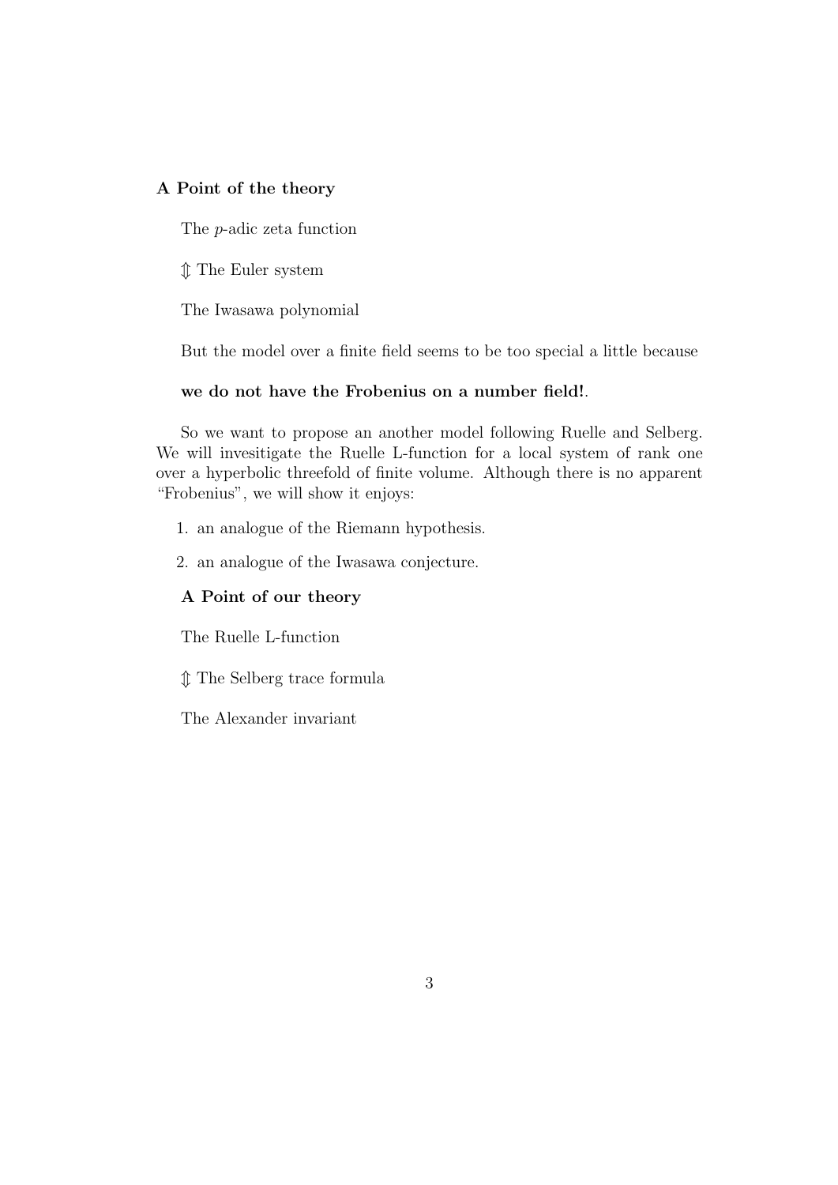**A Point of the theory**

The $p$-adic zeta function

$\Updownarrow$ The Euler system

The Iwasawa polynomial

But the model over a finite field seems to be too special a little because

**we do not have the Frobenius on a number field!**.

So we want to propose an another model following Ruelle and Selberg. We will invesitigate the Ruelle L-function for a local system of rank one over a hyperbolic threefold of finite volume. Although there is no apparent "Frobenius", we will show it enjoys:

1. an analogue of the Riemann hypothesis.
2. an analogue of the Iwasawa conjecture.

**A Point of our theory**

The Ruelle L-function

$\Updownarrow$ The Selberg trace formula

The Alexander invariant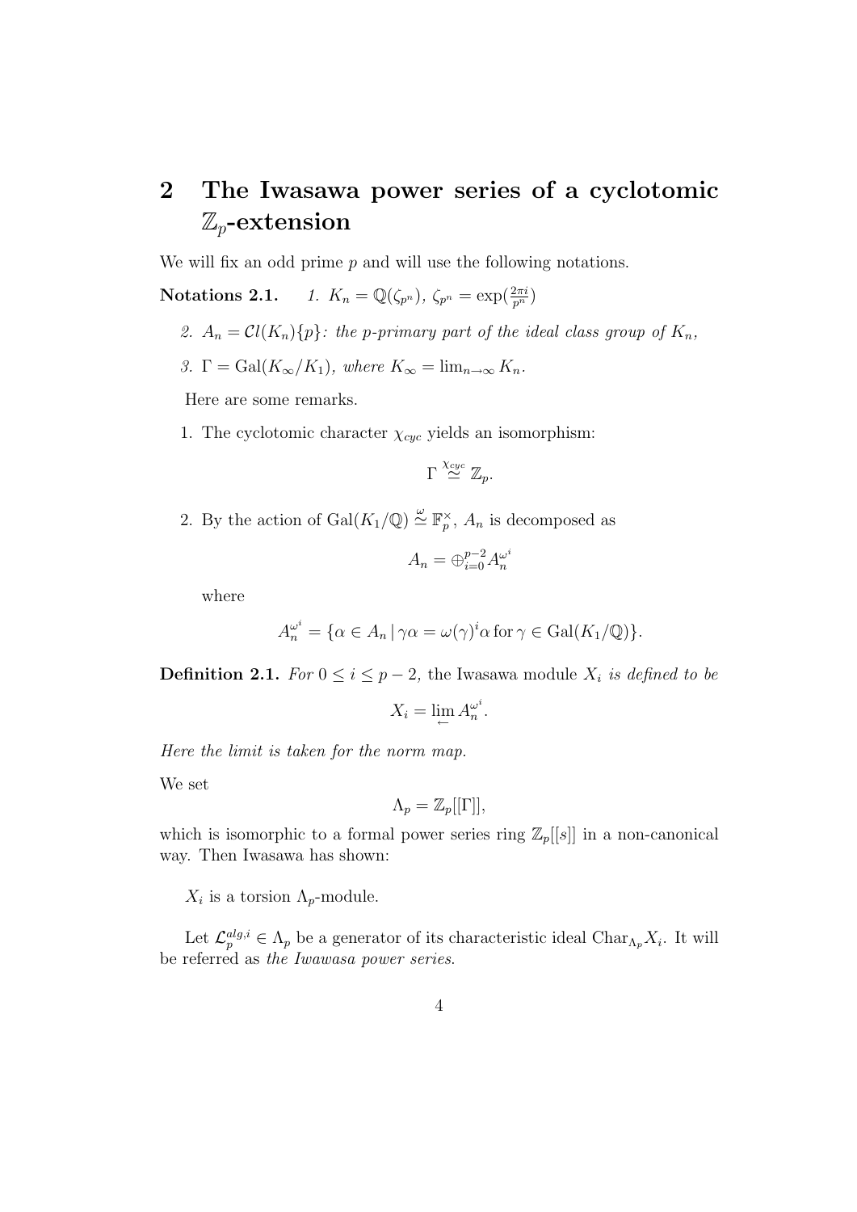## 2 The Iwasawa power series of a cyclotomic $\mathbb{Z}_p$-extension

We will fix an odd prime $p$ and will use the following notations.

**Notations 2.1.** *1.* $K_n = \mathbb{Q}(\zeta_{p^n})$*,* $\zeta_{p^n} = \exp(\frac{2\pi i}{p^n})$

*2.* $A_n = \mathcal{C}l(K_n)\{p\}$*: the p-primary part of the ideal class group of* $K_n$*,*

*3.* $\Gamma = \mathrm{Gal}(K_\infty/K_1)$*, where* $K_\infty = \lim_{n\to\infty} K_n$*.*

Here are some remarks.

1. The cyclotomic character $\chi_{cyc}$ yields an isomorphism:

$$\Gamma \overset{\chi_{cyc}}{\simeq} \mathbb{Z}_p.$$

2. By the action of $\mathrm{Gal}(K_1/\mathbb{Q}) \overset{\omega}{\simeq} \mathbb{F}_p^\times$, $A_n$ is decomposed as

$$A_n = \oplus_{i=0}^{p-2} A_n^{\omega^i}$$

where

$$A_n^{\omega^i} = \{\alpha \in A_n \,|\, \gamma\alpha = \omega(\gamma)^i \alpha \,\text{for}\, \gamma \in \mathrm{Gal}(K_1/\mathbb{Q})\}.$$

**Definition 2.1.** *For* $0 \leq i \leq p-2$*, the* Iwasawa module $X_i$ *is defined to be*

$$X_i = \varprojlim A_n^{\omega^i}.$$

*Here the limit is taken for the norm map.*

We set

$$\Lambda_p = \mathbb{Z}_p[[\Gamma]],$$

which is isomorphic to a formal power series ring $\mathbb{Z}_p[[s]]$ in a non-canonical way. Then Iwasawa has shown:

$X_i$ is a torsion $\Lambda_p$-module.

Let $\mathcal{L}_p^{alg,i} \in \Lambda_p$ be a generator of its characteristic ideal $\mathrm{Char}_{\Lambda_p} X_i$. It will be referred as *the Iwawasa power series*.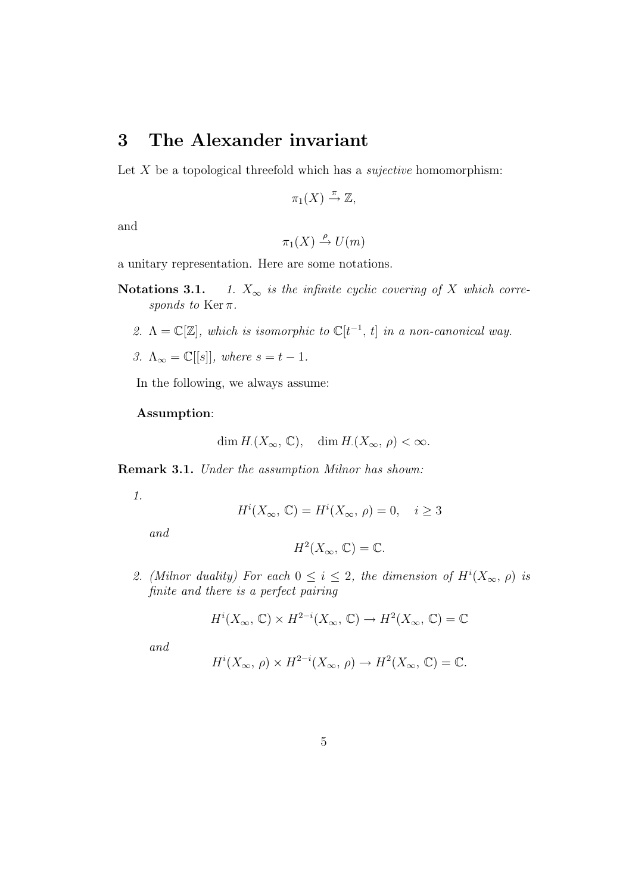## 3 The Alexander invariant

Let $X$ be a topological threefold which has a *sujective* homomorphism:

$$\pi_1(X) \xrightarrow{\pi} \mathbb{Z},$$

and

$$\pi_1(X) \xrightarrow{\rho} U(m)$$

a unitary representation. Here are some notations.

**Notations 3.1.** *1. $X_\infty$ is the infinite cyclic covering of $X$ which corresponds to $\operatorname{Ker} \pi$.*

*2. $\Lambda = \mathbb{C}[\mathbb{Z}]$, which is isomorphic to $\mathbb{C}[t^{-1}, t]$ in a non-canonical way.*

*3. $\Lambda_\infty = \mathbb{C}[[s]]$, where $s = t - 1$.*

In the following, we always assume:

**Assumption**:

$$\dim H_.(X_\infty, \mathbb{C}), \quad \dim H_.(X_\infty, \rho) < \infty.$$

**Remark 3.1.** *Under the assumption Milnor has shown:*

*1.*

$$H^i(X_\infty, \mathbb{C}) = H^i(X_\infty, \rho) = 0, \quad i \geq 3$$

*and*

$$H^2(X_\infty, \mathbb{C}) = \mathbb{C}.$$

*2. (Milnor duality) For each $0 \leq i \leq 2$, the dimension of $H^i(X_\infty, \rho)$ is finite and there is a perfect pairing*

$$H^i(X_\infty, \mathbb{C}) \times H^{2-i}(X_\infty, \mathbb{C}) \to H^2(X_\infty, \mathbb{C}) = \mathbb{C}$$

*and*

$$H^i(X_\infty, \rho) \times H^{2-i}(X_\infty, \rho) \to H^2(X_\infty, \mathbb{C}) = \mathbb{C}.$$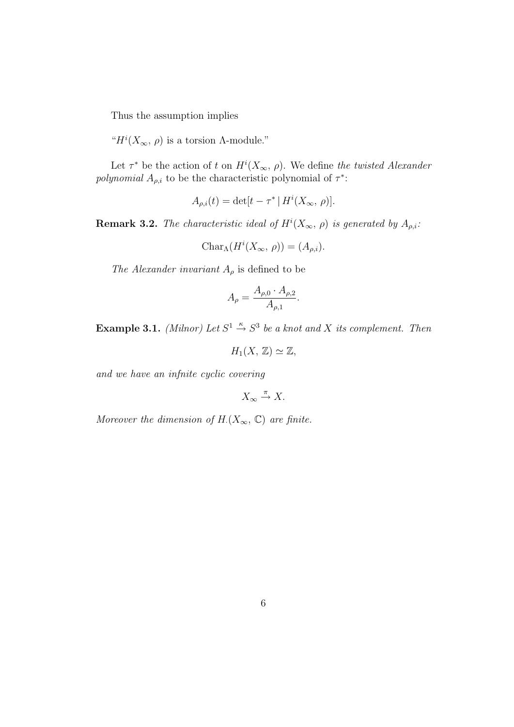Thus the assumption implies

"$H^i(X_\infty,\, \rho)$ is a torsion $\Lambda$-module."

Let $\tau^*$ be the action of $t$ on $H^i(X_\infty,\, \rho)$. We define *the twisted Alexander polynomial* $A_{\rho,i}$ to be the characteristic polynomial of $\tau^*$:

$$A_{\rho,i}(t) = \det[t - \tau^* \,|\, H^i(X_\infty,\, \rho)].$$

**Remark 3.2.** *The characteristic ideal of $H^i(X_\infty,\, \rho)$ is generated by $A_{\rho,i}$:*

$$\mathrm{Char}_\Lambda(H^i(X_\infty,\, \rho)) = (A_{\rho,i}).$$

*The Alexander invariant $A_\rho$ is defined to be*

$$A_\rho = \frac{A_{\rho,0} \cdot A_{\rho,2}}{A_{\rho,1}}.$$

**Example 3.1.** *(Milnor) Let $S^1 \xrightarrow{\kappa} S^3$ be a knot and $X$ its complement. Then*

$$H_1(X,\, \mathbb{Z}) \simeq \mathbb{Z},$$

*and we have an infnite cyclic covering*

$$X_\infty \xrightarrow{\pi} X.$$

*Moreover the dimension of $H_\cdot(X_\infty,\, \mathbb{C})$ are finite.*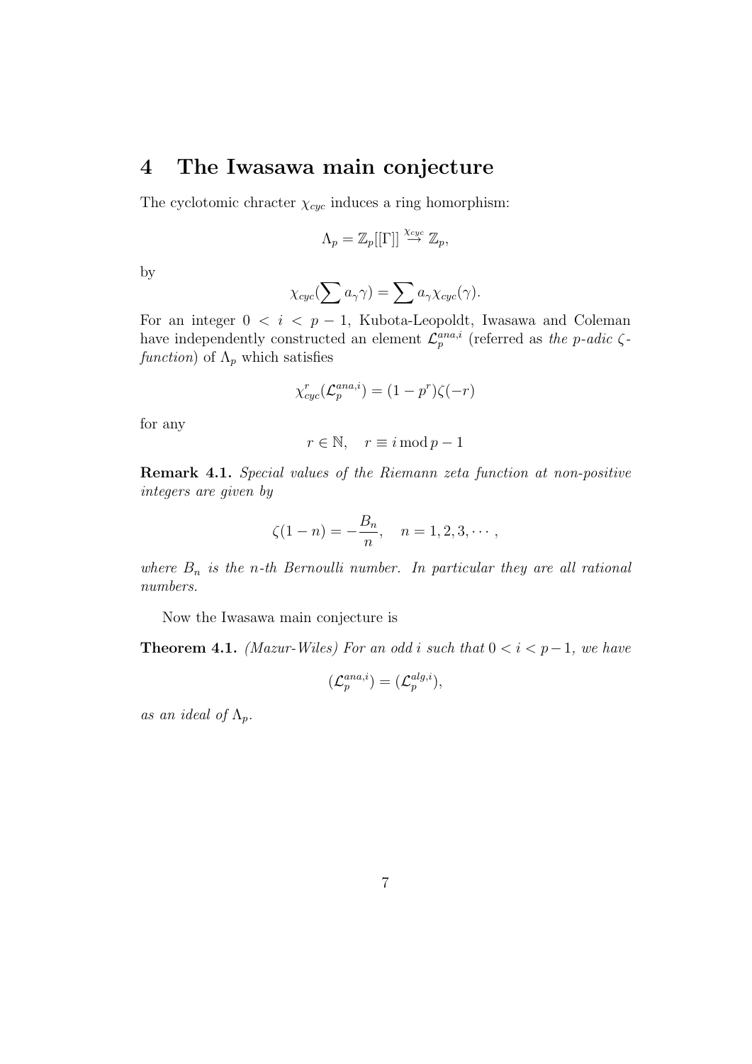# 4 The Iwasawa main conjecture

The cyclotomic chracter $\chi_{cyc}$ induces a ring homorphism:

$$\Lambda_p = \mathbb{Z}_p[[\Gamma]] \stackrel{\chi_{cyc}}{\to} \mathbb{Z}_p,$$

by

$$\chi_{cyc}(\sum a_\gamma \gamma) = \sum a_\gamma \chi_{cyc}(\gamma).$$

For an integer $0 < i < p-1$, Kubota-Leopoldt, Iwasawa and Coleman have independently constructed an element $\mathcal{L}_p^{ana,i}$ (referred as *the $p$-adic $\zeta$-function*) of $\Lambda_p$ which satisfies

$$\chi_{cyc}^r(\mathcal{L}_p^{ana,i}) = (1-p^r)\zeta(-r)$$

for any

$$r \in \mathbb{N}, \quad r \equiv i \bmod p-1$$

**Remark 4.1.** *Special values of the Riemann zeta function at non-positive integers are given by*

$$\zeta(1-n) = -\frac{B_n}{n}, \quad n = 1, 2, 3, \cdots,$$

*where $B_n$ is the $n$-th Bernoulli number. In particular they are all rational numbers.*

Now the Iwasawa main conjecture is

**Theorem 4.1.** *(Mazur-Wiles) For an odd $i$ such that $0 < i < p-1$, we have*

$$(\mathcal{L}_p^{ana,i}) = (\mathcal{L}_p^{alg,i}),$$

*as an ideal of $\Lambda_p$.*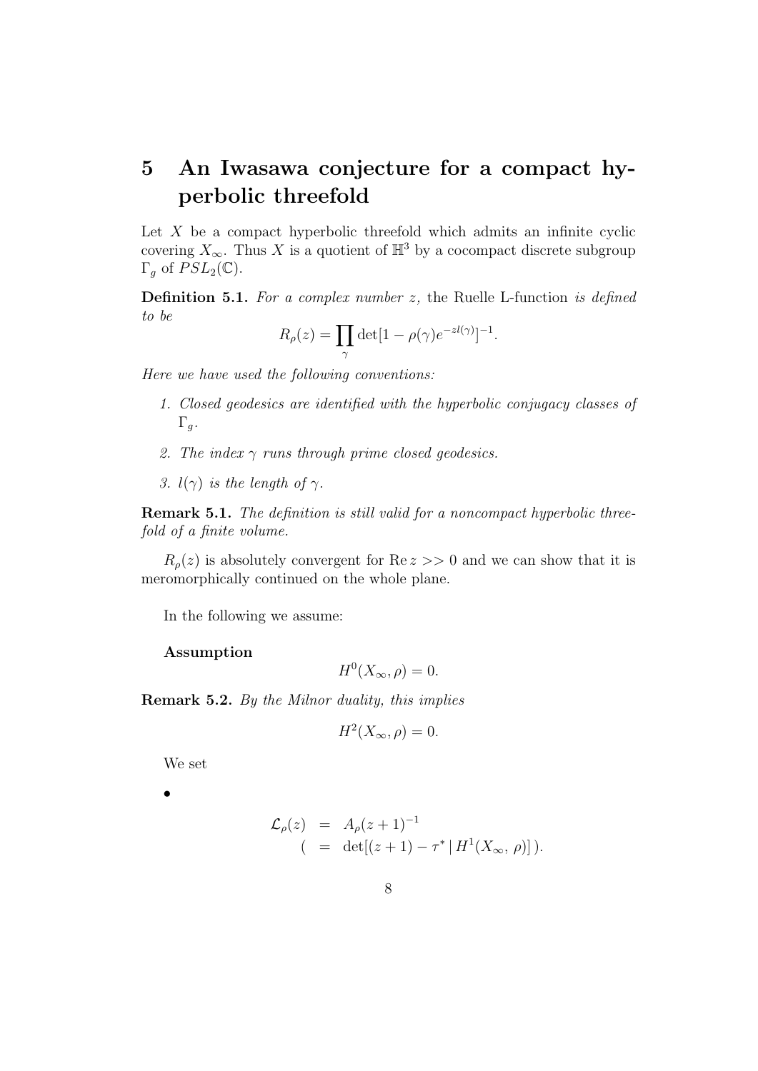# 5 An Iwasawa conjecture for a compact hyperbolic threefold

Let $X$ be a compact hyperbolic threefold which admits an infinite cyclic covering $X_\infty$. Thus $X$ is a quotient of $\mathbb{H}^3$ by a cocompact discrete subgroup $\Gamma_g$ of $PSL_2(\mathbb{C})$.

**Definition 5.1.** *For a complex number $z$,* the Ruelle L-function *is defined to be*

$$R_\rho(z) = \prod_\gamma \det[1 - \rho(\gamma)e^{-zl(\gamma)}]^{-1}.$$

*Here we have used the following conventions:*

1. *Closed geodesics are identified with the hyperbolic conjugacy classes of $\Gamma_g$.*
2. *The index $\gamma$ runs through prime closed geodesics.*
3. *$l(\gamma)$ is the length of $\gamma$.*

**Remark 5.1.** *The definition is still valid for a noncompact hyperbolic threefold of a finite volume.*

$R_\rho(z)$ is absolutely convergent for $\mathrm{Re}\, z >> 0$ and we can show that it is meromorphically continued on the whole plane.

In the following we assume:

**Assumption**

$$H^0(X_\infty, \rho) = 0.$$

**Remark 5.2.** *By the Milnor duality, this implies*

$$H^2(X_\infty, \rho) = 0.$$

We set

- $$\begin{aligned} \mathcal{L}_\rho(z) &= A_\rho(z+1)^{-1} \\ ( &= \det[(z+1) - \tau^* \,|\, H^1(X_\infty,\, \rho)]\,). \end{aligned}$$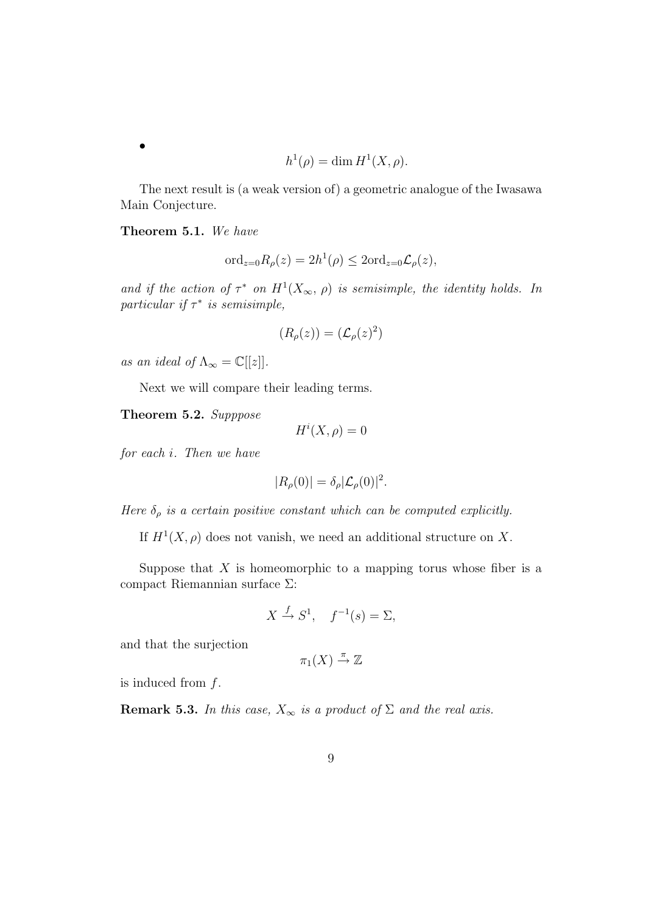- $$h^1(\rho) = \dim H^1(X, \rho).$$

The next result is (a weak version of) a geometric analogue of the Iwasawa Main Conjecture.

**Theorem 5.1.** *We have*

$$\mathrm{ord}_{z=0} R_\rho(z) = 2h^1(\rho) \leq 2\mathrm{ord}_{z=0}\mathcal{L}_\rho(z),$$

*and if the action of $\tau^*$ on $H^1(X_\infty,\, \rho)$ is semisimple, the identity holds. In particular if $\tau^*$ is semisimple,*

$$(R_\rho(z)) = (\mathcal{L}_\rho(z)^2)$$

*as an ideal of $\Lambda_\infty = \mathbb{C}[[z]]$.*

Next we will compare their leading terms.

**Theorem 5.2.** *Supppose*

$$H^i(X, \rho) = 0$$

*for each $i$. Then we have*

$$|R_\rho(0)| = \delta_\rho |\mathcal{L}_\rho(0)|^2.$$

*Here $\delta_\rho$ is a certain positive constant which can be computed explicitly.*

If $H^1(X, \rho)$ does not vanish, we need an additional structure on $X$.

Suppose that $X$ is homeomorphic to a mapping torus whose fiber is a compact Riemannian surface $\Sigma$:

$$X \xrightarrow{f} S^1, \quad f^{-1}(s) = \Sigma,$$

and that the surjection

$$\pi_1(X) \xrightarrow{\pi} \mathbb{Z}$$

is induced from $f$.

**Remark 5.3.** *In this case, $X_\infty$ is a product of $\Sigma$ and the real axis.*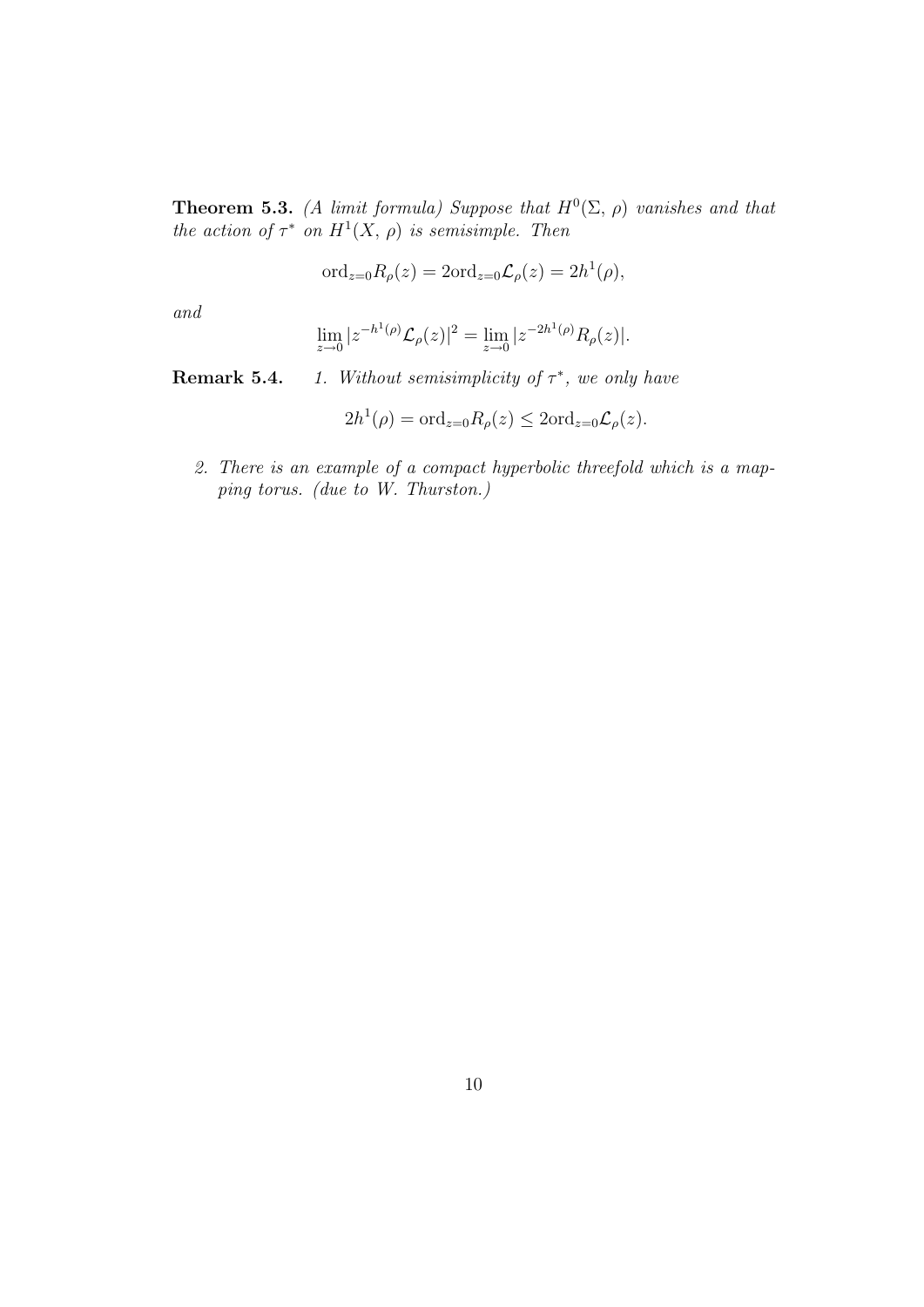**Theorem 5.3.** *(A limit formula) Suppose that $H^0(\Sigma,\, \rho)$ vanishes and that the action of $\tau^*$ on $H^1(X,\, \rho)$ is semisimple. Then*

$$\mathrm{ord}_{z=0} R_\rho(z) = 2\mathrm{ord}_{z=0} \mathcal{L}_\rho(z) = 2h^1(\rho),$$

*and*

$$\lim_{z \to 0} |z^{-h^1(\rho)} \mathcal{L}_\rho(z)|^2 = \lim_{z \to 0} |z^{-2h^1(\rho)} R_\rho(z)|.$$

**Remark 5.4.**

1. *Without semisimplicity of $\tau^*$, we only have*

$$2h^1(\rho) = \mathrm{ord}_{z=0} R_\rho(z) \leq 2\mathrm{ord}_{z=0} \mathcal{L}_\rho(z).$$

2. *There is an example of a compact hyperbolic threefold which is a mapping torus. (due to W. Thurston.)*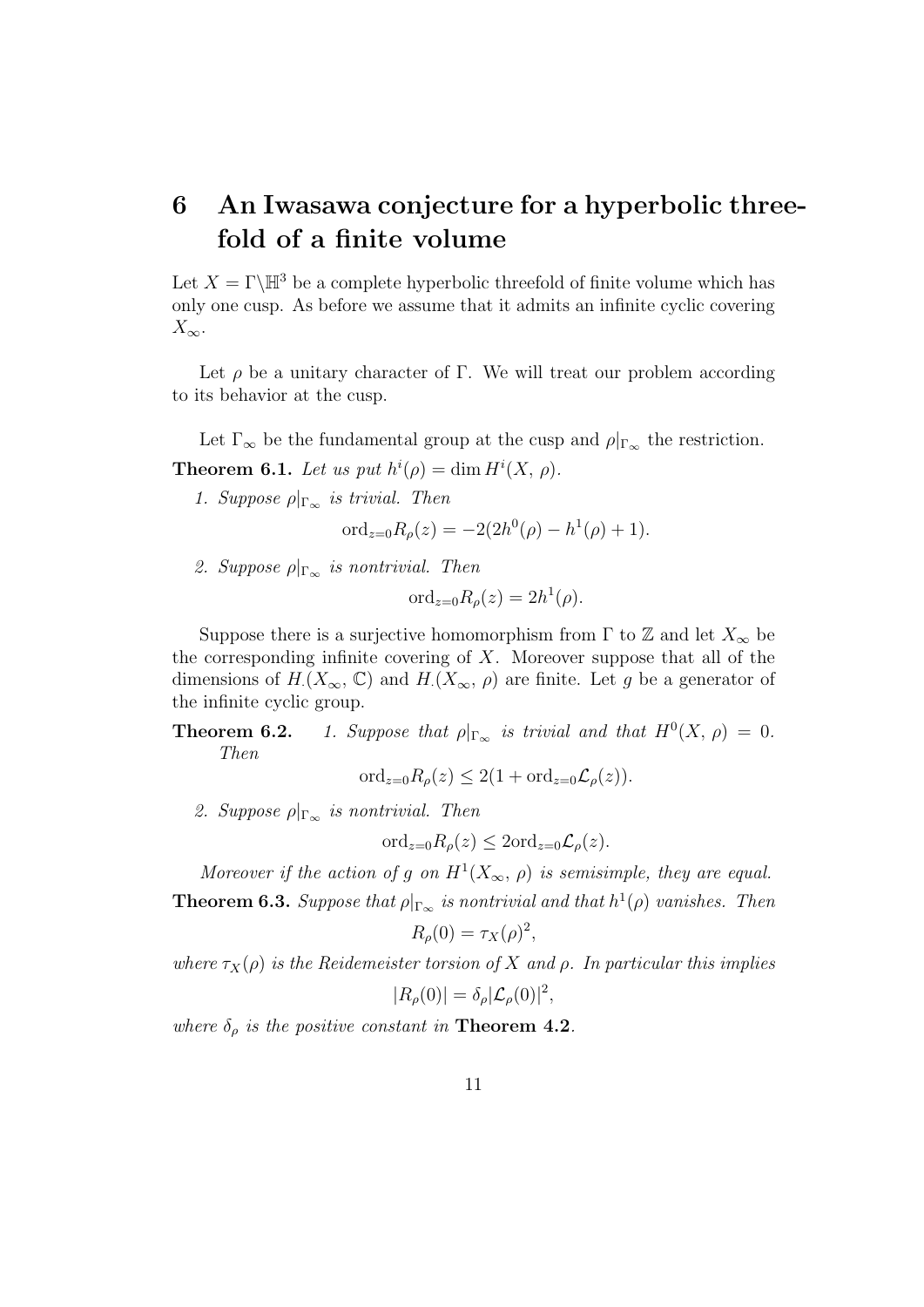# 6 An Iwasawa conjecture for a hyperbolic threefold of a finite volume

Let $X = \Gamma\backslash\mathbb{H}^3$ be a complete hyperbolic threefold of finite volume which has only one cusp. As before we assume that it admits an infinite cyclic covering $X_\infty$.

Let $\rho$ be a unitary character of $\Gamma$. We will treat our problem according to its behavior at the cusp.

Let $\Gamma_\infty$ be the fundamental group at the cusp and $\rho|_{\Gamma_\infty}$ the restriction.

**Theorem 6.1.** *Let us put $h^i(\rho) = \dim H^i(X, \rho)$.*

1. *Suppose $\rho|_{\Gamma_\infty}$ is trivial. Then*
$$\mathrm{ord}_{z=0}R_\rho(z) = -2(2h^0(\rho) - h^1(\rho) + 1).$$

2. *Suppose $\rho|_{\Gamma_\infty}$ is nontrivial. Then*
$$\mathrm{ord}_{z=0}R_\rho(z) = 2h^1(\rho).$$

Suppose there is a surjective homomorphism from $\Gamma$ to $\mathbb{Z}$ and let $X_\infty$ be the corresponding infinite covering of $X$. Moreover suppose that all of the dimensions of $H_\cdot(X_\infty, \mathbb{C})$ and $H_\cdot(X_\infty, \rho)$ are finite. Let $g$ be a generator of the infinite cyclic group.

**Theorem 6.2.**

1. *Suppose that $\rho|_{\Gamma_\infty}$ is trivial and that $H^0(X, \rho) = 0$. Then*
$$\mathrm{ord}_{z=0}R_\rho(z) \leq 2(1 + \mathrm{ord}_{z=0}\mathcal{L}_\rho(z)).$$

2. *Suppose $\rho|_{\Gamma_\infty}$ is nontrivial. Then*
$$\mathrm{ord}_{z=0}R_\rho(z) \leq 2\mathrm{ord}_{z=0}\mathcal{L}_\rho(z).$$

*Moreover if the action of $g$ on $H^1(X_\infty, \rho)$ is semisimple, they are equal.*

**Theorem 6.3.** *Suppose that $\rho|_{\Gamma_\infty}$ is nontrivial and that $h^1(\rho)$ vanishes. Then*
$$R_\rho(0) = \tau_X(\rho)^2,$$
*where $\tau_X(\rho)$ is the Reidemeister torsion of $X$ and $\rho$. In particular this implies*
$$|R_\rho(0)| = \delta_\rho|\mathcal{L}_\rho(0)|^2,$$
*where $\delta_\rho$ is the positive constant in* **Theorem 4.2**.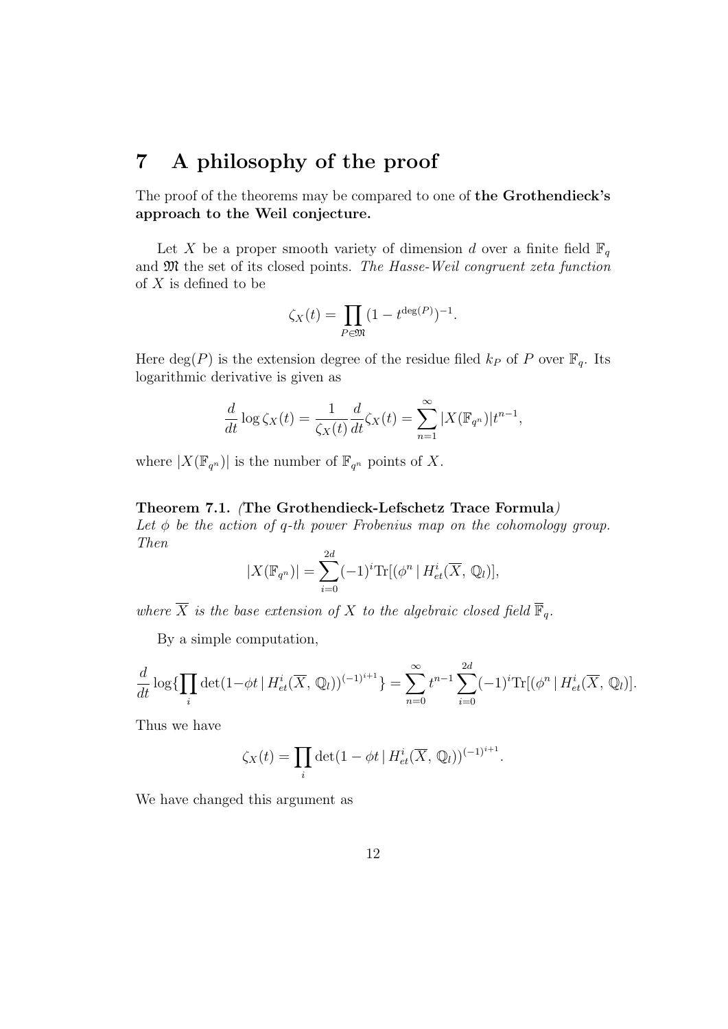## 7 A philosophy of the proof

The proof of the theorems may be compared to one of **the Grothendieck's approach to the Weil conjecture.**

Let $X$ be a proper smooth variety of dimension $d$ over a finite field $\mathbb{F}_q$ and $\mathfrak{M}$ the set of its closed points. *The Hasse-Weil congruent zeta function* of $X$ is defined to be

$$\zeta_X(t) = \prod_{P \in \mathfrak{M}} (1 - t^{\deg(P)})^{-1}.$$

Here $\deg(P)$ is the extension degree of the residue filed $k_P$ of $P$ over $\mathbb{F}_q$. Its logarithmic derivative is given as

$$\frac{d}{dt} \log \zeta_X(t) = \frac{1}{\zeta_X(t)} \frac{d}{dt} \zeta_X(t) = \sum_{n=1}^{\infty} |X(\mathbb{F}_{q^n})| t^{n-1},$$

where $|X(\mathbb{F}_{q^n})|$ is the number of $\mathbb{F}_{q^n}$ points of $X$.

**Theorem 7.1.** *(***The Grothendieck-Lefschetz Trace Formula***)*
*Let $\phi$ be the action of $q$-th power Frobenius map on the cohomology group. Then*

$$|X(\mathbb{F}_{q^n})| = \sum_{i=0}^{2d} (-1)^i \mathrm{Tr}[(\phi^n \mid H^i_{et}(\overline{X}, \mathbb{Q}_l)],$$

*where $\overline{X}$ is the base extension of $X$ to the algebraic closed field $\overline{\mathbb{F}}_q$.*

By a simple computation,

$$\frac{d}{dt} \log \{ \prod_i \det(1 - \phi t \mid H^i_{et}(\overline{X}, \mathbb{Q}_l))^{(-1)^{i+1}} \} = \sum_{n=0}^{\infty} t^{n-1} \sum_{i=0}^{2d} (-1)^i \mathrm{Tr}[(\phi^n \mid H^i_{et}(\overline{X}, \mathbb{Q}_l)].$$

Thus we have

$$\zeta_X(t) = \prod_i \det(1 - \phi t \mid H^i_{et}(\overline{X}, \mathbb{Q}_l))^{(-1)^{i+1}}.$$

We have changed this argument as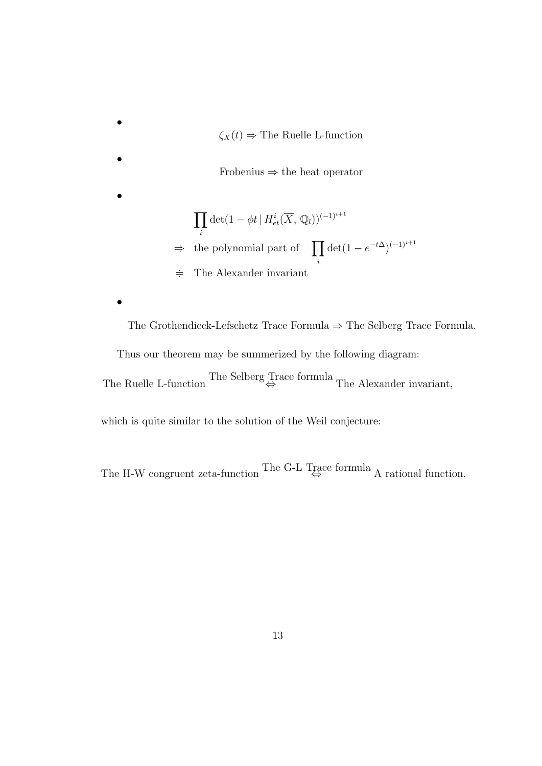- $$\zeta_X(t) \Rightarrow \text{The Ruelle L-function}$$

- $$\text{Frobenius} \Rightarrow \text{the heat operator}$$

- $$\begin{aligned}
&\prod_i \det(1 - \phi t \,|\, H^i_{et}(\overline{X},\, \mathbb{Q}_l))^{(-1)^{i+1}} \\
\Rightarrow &\quad \text{the polynomial part of} \quad \prod_i \det(1 - e^{-t\Delta})^{(-1)^{i+1}} \\
\doteq &\quad \text{The Alexander invariant}
\end{aligned}$$

- The Grothendieck-Lefschetz Trace Formula $\Rightarrow$ The Selberg Trace Formula.

Thus our theorem may be summerized by the following diagram:

$$\text{The Ruelle L-function} \overset{\text{The Selberg Trace formula}}{\Leftrightarrow} \text{The Alexander invariant,}$$

which is quite similar to the solution of the Weil conjecture:

$$\text{The H-W congruent zeta-function} \overset{\text{The G-L Trace formula}}{\Leftrightarrow} \text{A rational function.}$$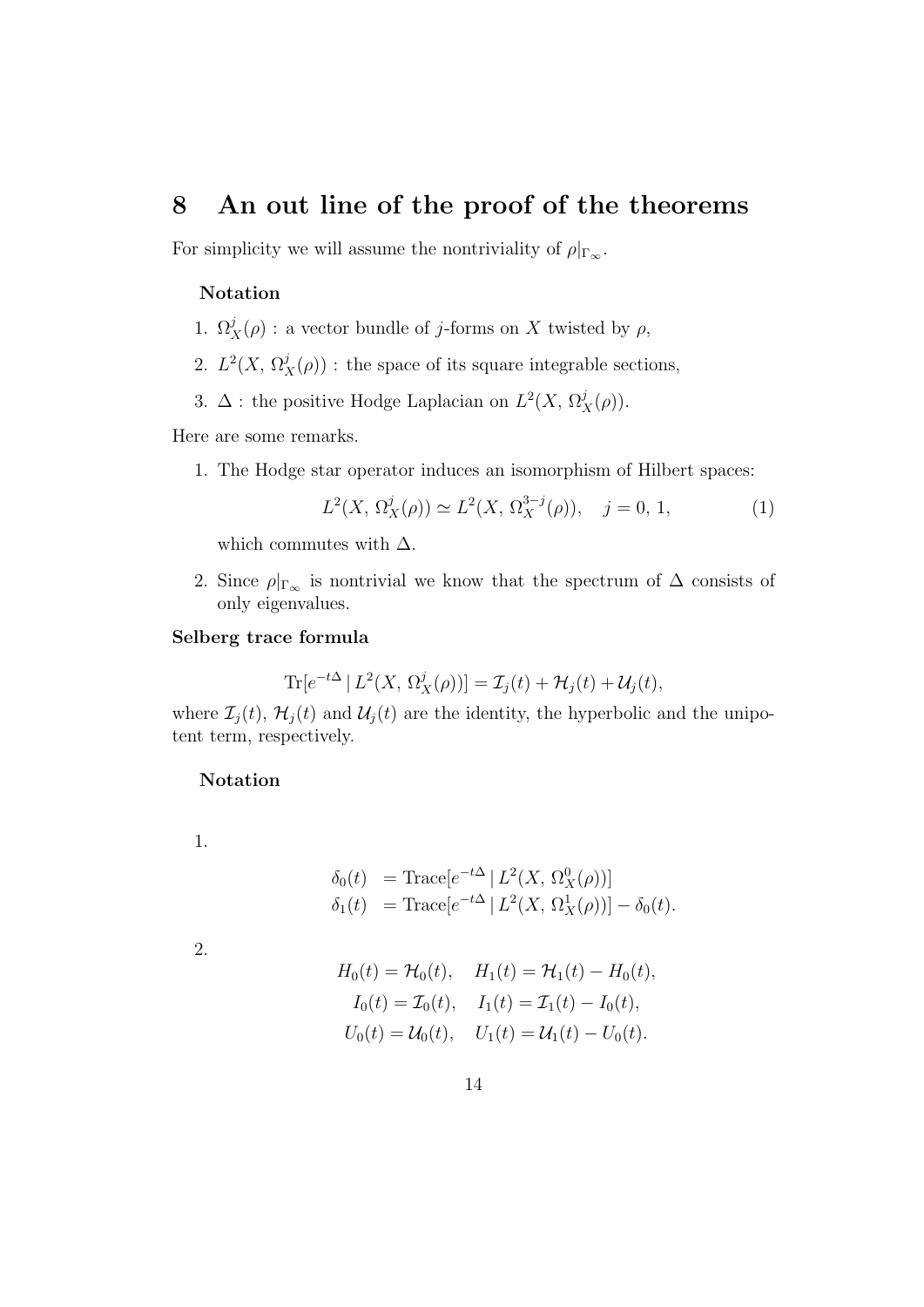## 8 An out line of the proof of the theorems

For simplicity we will assume the nontriviality of $\rho|_{\Gamma_\infty}$.

**Notation**

1. $\Omega_X^j(\rho)$ : a vector bundle of $j$-forms on $X$ twisted by $\rho$,
2. $L^2(X, \Omega_X^j(\rho))$ : the space of its square integrable sections,
3. $\Delta$ : the positive Hodge Laplacian on $L^2(X, \Omega_X^j(\rho))$.

Here are some remarks.

1. The Hodge star operator induces an isomorphism of Hilbert spaces:

$$L^2(X, \Omega_X^j(\rho)) \simeq L^2(X, \Omega_X^{3-j}(\rho)), \quad j = 0, 1, \tag{1}$$

   which commutes with $\Delta$.

2. Since $\rho|_{\Gamma_\infty}$ is nontrivial we know that the spectrum of $\Delta$ consists of only eigenvalues.

**Selberg trace formula**

$$\mathrm{Tr}[e^{-t\Delta} \,|\, L^2(X, \Omega_X^j(\rho))] = \mathcal{I}_j(t) + \mathcal{H}_j(t) + \mathcal{U}_j(t),$$

where $\mathcal{I}_j(t)$, $\mathcal{H}_j(t)$ and $\mathcal{U}_j(t)$ are the identity, the hyperbolic and the unipotent term, respectively.

**Notation**

1.

$$\begin{aligned} \delta_0(t) &= \mathrm{Trace}[e^{-t\Delta} \,|\, L^2(X, \Omega_X^0(\rho))] \\ \delta_1(t) &= \mathrm{Trace}[e^{-t\Delta} \,|\, L^2(X, \Omega_X^1(\rho))] - \delta_0(t). \end{aligned}$$

2.

$$H_0(t) = \mathcal{H}_0(t), \quad H_1(t) = \mathcal{H}_1(t) - H_0(t),$$

$$I_0(t) = \mathcal{I}_0(t), \quad I_1(t) = \mathcal{I}_1(t) - I_0(t),$$

$$U_0(t) = \mathcal{U}_0(t), \quad U_1(t) = \mathcal{U}_1(t) - U_0(t).$$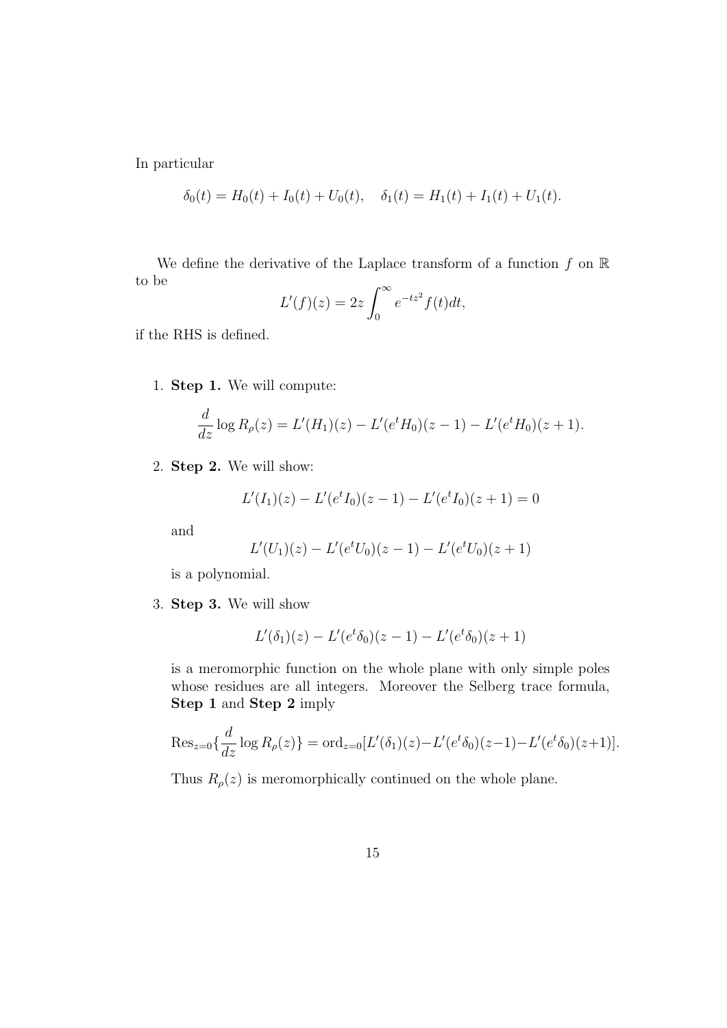In particular

$$\delta_0(t) = H_0(t) + I_0(t) + U_0(t), \quad \delta_1(t) = H_1(t) + I_1(t) + U_1(t).$$

We define the derivative of the Laplace transform of a function $f$ on $\mathbb{R}$ to be

$$L'(f)(z) = 2z \int_0^\infty e^{-tz^2} f(t) dt,$$

if the RHS is defined.

1. **Step 1.** We will compute:

$$\frac{d}{dz} \log R_\rho(z) = L'(H_1)(z) - L'(e^t H_0)(z-1) - L'(e^t H_0)(z+1).$$

2. **Step 2.** We will show:

$$L'(I_1)(z) - L'(e^t I_0)(z-1) - L'(e^t I_0)(z+1) = 0$$

   and

$$L'(U_1)(z) - L'(e^t U_0)(z-1) - L'(e^t U_0)(z+1)$$

   is a polynomial.

3. **Step 3.** We will show

$$L'(\delta_1)(z) - L'(e^t \delta_0)(z-1) - L'(e^t \delta_0)(z+1)$$

   is a meromorphic function on the whole plane with only simple poles whose residues are all integers. Moreover the Selberg trace formula, **Step 1** and **Step 2** imply

$$\mathrm{Res}_{z=0}\{\frac{d}{dz} \log R_\rho(z)\} = \mathrm{ord}_{z=0}[L'(\delta_1)(z) - L'(e^t \delta_0)(z-1) - L'(e^t \delta_0)(z+1)].$$

   Thus $R_\rho(z)$ is meromorphically continued on the whole plane.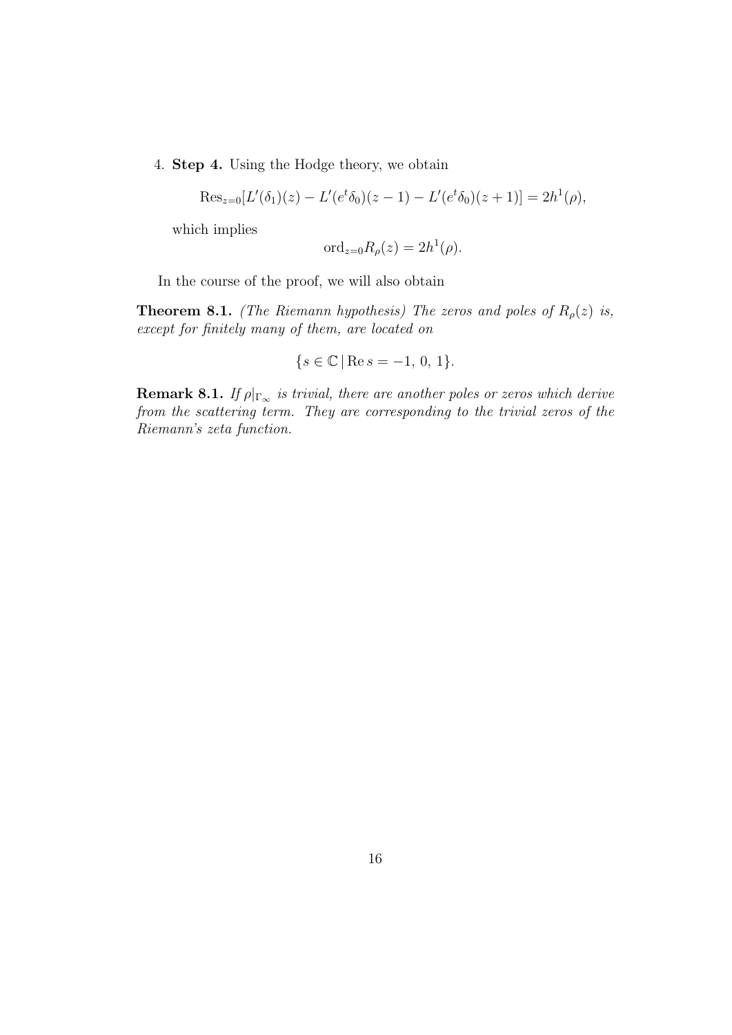4. **Step 4.** Using the Hodge theory, we obtain

$$\mathrm{Res}_{z=0}[L'(\delta_1)(z) - L'(e^t\delta_0)(z-1) - L'(e^t\delta_0)(z+1)] = 2h^1(\rho),$$

   which implies

$$\mathrm{ord}_{z=0} R_\rho(z) = 2h^1(\rho).$$

In the course of the proof, we will also obtain

**Theorem 8.1.** *(The Riemann hypothesis) The zeros and poles of $R_\rho(z)$ is, except for finitely many of them, are located on*

$$\{s \in \mathbb{C} \mid \mathrm{Re}\, s = -1,\, 0,\, 1\}.$$

**Remark 8.1.** *If $\rho|_{\Gamma_\infty}$ is trivial, there are another poles or zeros which derive from the scattering term. They are corresponding to the trivial zeros of the Riemann's zeta function.*